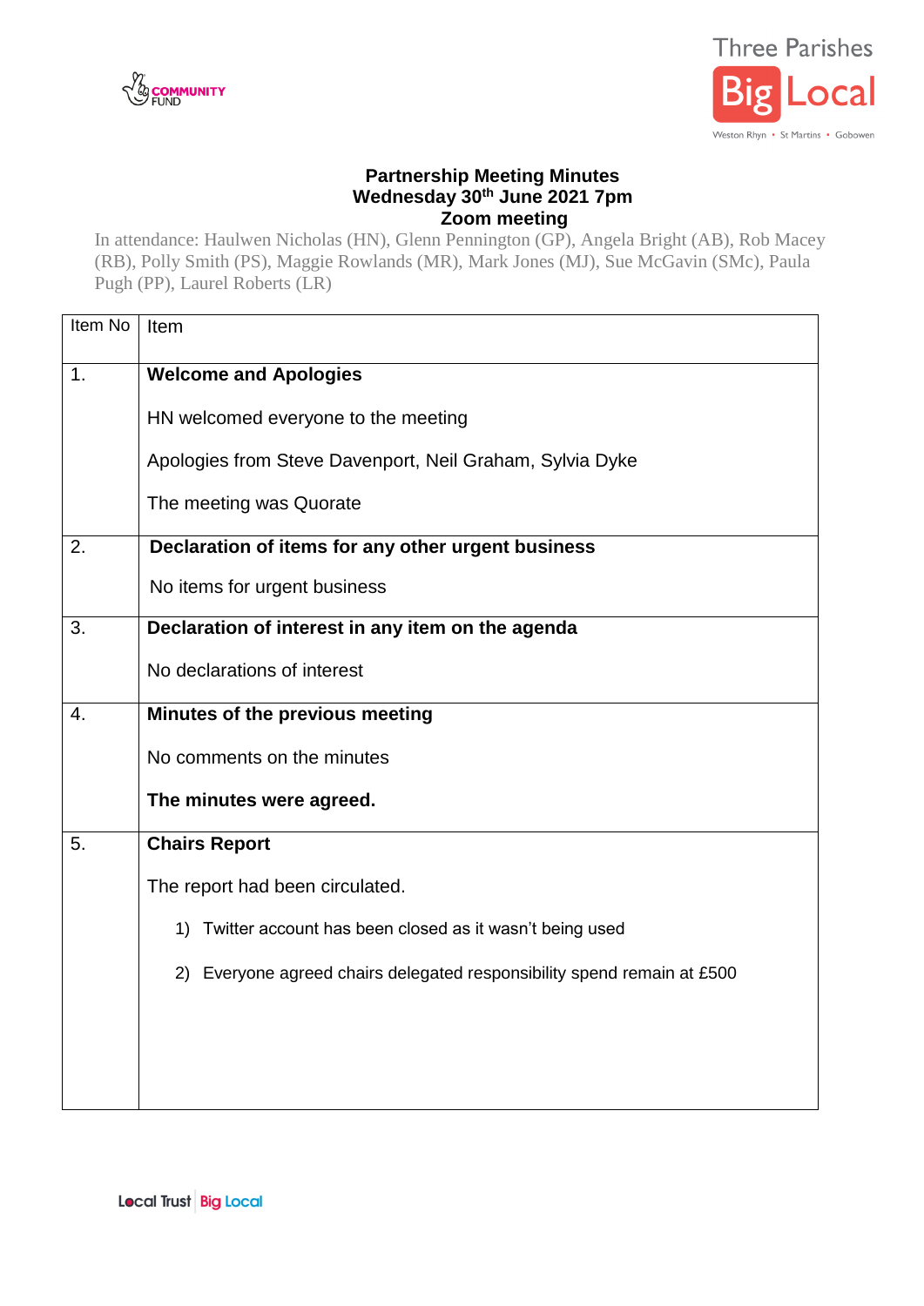# Partnership Meeting Minutes
## Wednesday 30th June 2021 7pm
## Zoom meeting

In attendance: Haulwen Nicholas (HN), Glenn Pennington (GP), Angela Bright (AB), Rob Macey (RB), Polly Smith (PS), Maggie Rowlands (MR), Mark Jones (MJ), Sue McGavin (SMc), Paula Pugh (PP), Laurel Roberts (LR)

| Item No | Item |
| --- | --- |
| 1. | **Welcome and Apologies**<br><br>HN welcomed everyone to the meeting<br><br>Apologies from Steve Davenport, Neil Graham, Sylvia Dyke<br><br>The meeting was Quorate |
| 2. | **Declaration of items for any other urgent business**<br><br>No items for urgent business |
| 3. | **Declaration of interest in any item on the agenda**<br><br>No declarations of interest |
| 4. | **Minutes of the previous meeting**<br><br>No comments on the minutes<br><br>**The minutes were agreed.** |
| 5. | **Chairs Report**<br><br>The report had been circulated.<br><br>1) Twitter account has been closed as it wasn't being used<br><br>2) Everyone agreed chairs delegated responsibility spend remain at £500 |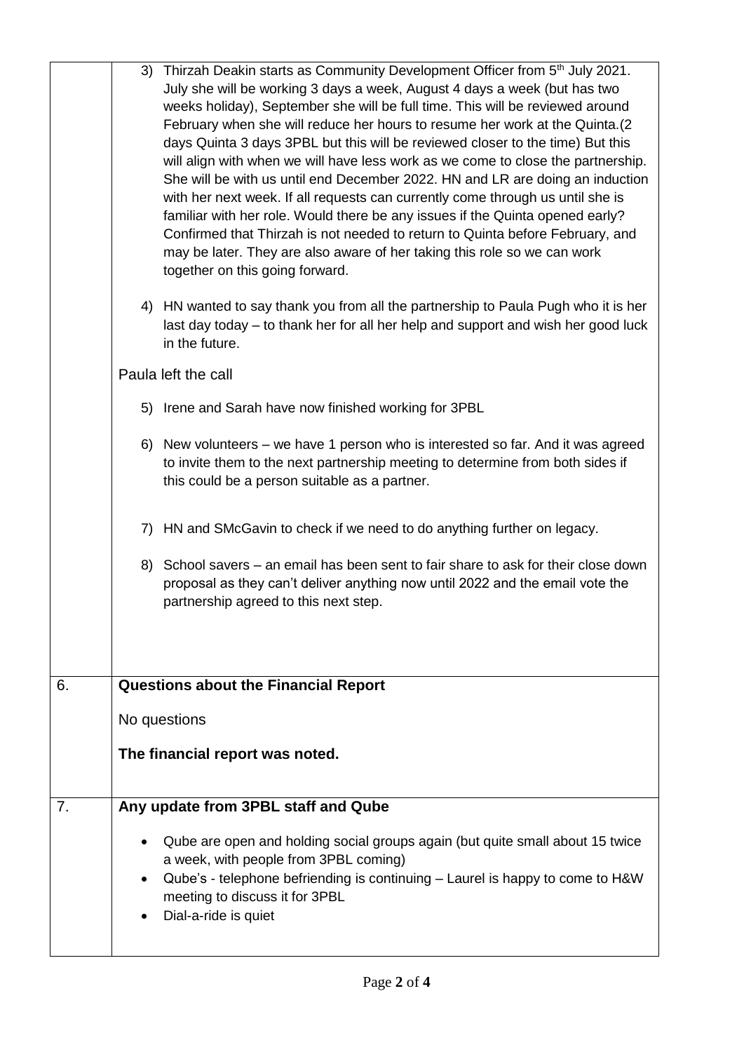|  |  |
| --- | --- |
|  | 3) Thirzah Deakin starts as Community Development Officer from 5th July 2021. July she will be working 3 days a week, August 4 days a week (but has two weeks holiday), September she will be full time. This will be reviewed around February when she will reduce her hours to resume her work at the Quinta.(2 days Quinta 3 days 3PBL but this will be reviewed closer to the time) But this will align with when we will have less work as we come to close the partnership. She will be with us until end December 2022. HN and LR are doing an induction with her next week. If all requests can currently come through us until she is familiar with her role. Would there be any issues if the Quinta opened early? Confirmed that Thirzah is not needed to return to Quinta before February, and may be later. They are also aware of her taking this role so we can work together on this going forward.<br><br>4) HN wanted to say thank you from all the partnership to Paula Pugh who it is her last day today – to thank her for all her help and support and wish her good luck in the future.<br><br>Paula left the call<br><br>5) Irene and Sarah have now finished working for 3PBL<br><br>6) New volunteers – we have 1 person who is interested so far. And it was agreed to invite them to the next partnership meeting to determine from both sides if this could be a person suitable as a partner.<br><br>7) HN and SMcGavin to check if we need to do anything further on legacy.<br><br>8) School savers – an email has been sent to fair share to ask for their close down proposal as they can't deliver anything now until 2022 and the email vote the partnership agreed to this next step. |
| 6. | **Questions about the Financial Report**<br><br>No questions<br><br>**The financial report was noted.** |
| 7. | **Any update from 3PBL staff and Qube**<br><br>• Qube are open and holding social groups again (but quite small about 15 twice a week, with people from 3PBL coming)<br>• Qube's - telephone befriending is continuing – Laurel is happy to come to H&W meeting to discuss it for 3PBL<br>• Dial-a-ride is quiet |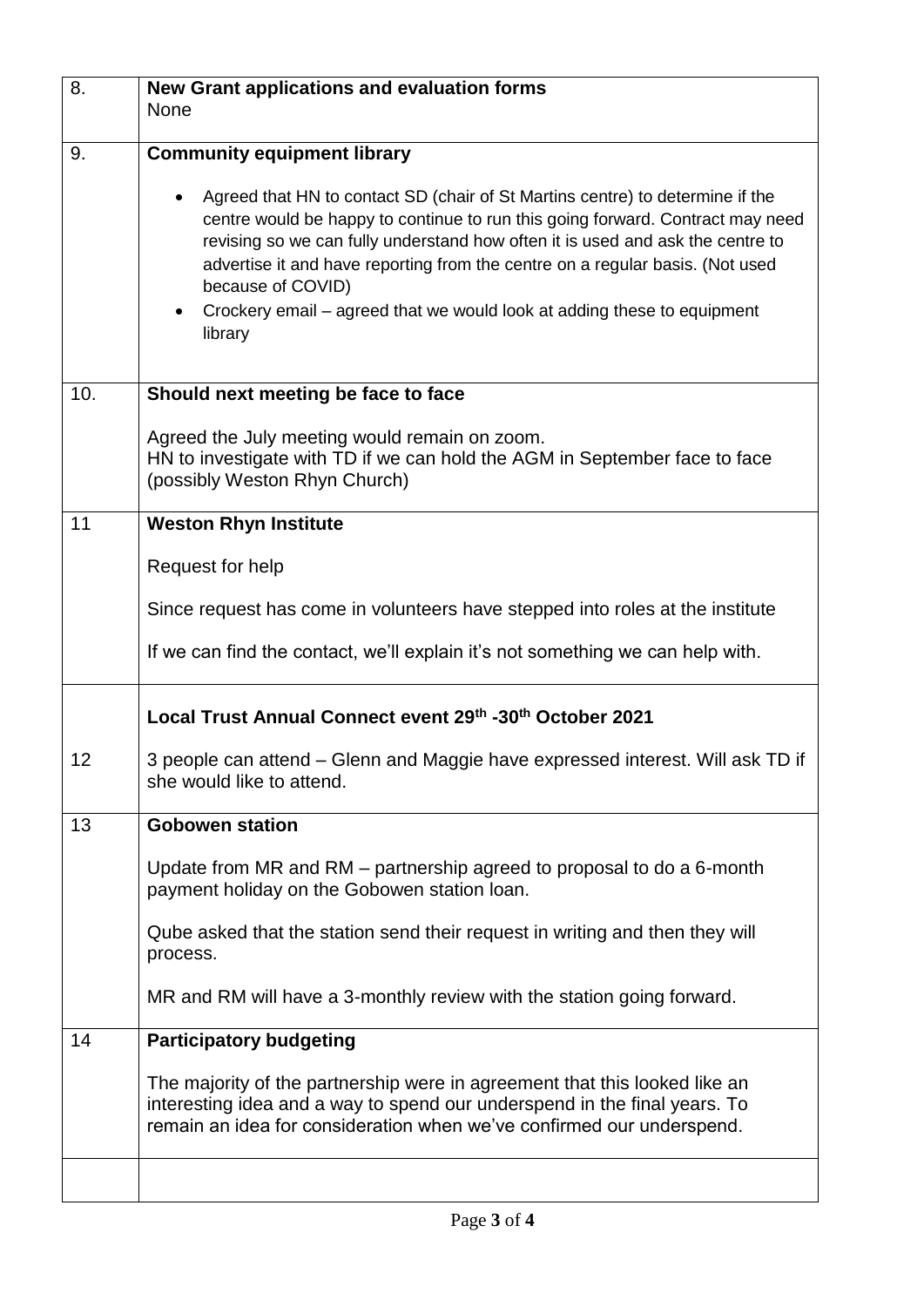| | |
|---|---|
| 8. | **New Grant applications and evaluation forms**<br>None |
| 9. | **Community equipment library**<br>• Agreed that HN to contact SD (chair of St Martins centre) to determine if the centre would be happy to continue to run this going forward. Contract may need revising so we can fully understand how often it is used and ask the centre to advertise it and have reporting from the centre on a regular basis. (Not used because of COVID)<br>• Crockery email – agreed that we would look at adding these to equipment library |
| 10. | **Should next meeting be face to face**<br>Agreed the July meeting would remain on zoom.<br>HN to investigate with TD if we can hold the AGM in September face to face (possibly Weston Rhyn Church) |
| 11 | **Weston Rhyn Institute**<br>Request for help<br>Since request has come in volunteers have stepped into roles at the institute<br>If we can find the contact, we'll explain it's not something we can help with. |
| 12 | **Local Trust Annual Connect event 29th -30th October 2021**<br>3 people can attend – Glenn and Maggie have expressed interest. Will ask TD if she would like to attend. |
| 13 | **Gobowen station**<br>Update from MR and RM – partnership agreed to proposal to do a 6-month payment holiday on the Gobowen station loan.<br>Qube asked that the station send their request in writing and then they will process.<br>MR and RM will have a 3-monthly review with the station going forward. |
| 14 | **Participatory budgeting**<br>The majority of the partnership were in agreement that this looked like an interesting idea and a way to spend our underspend in the final years. To remain an idea for consideration when we've confirmed our underspend. |
| | |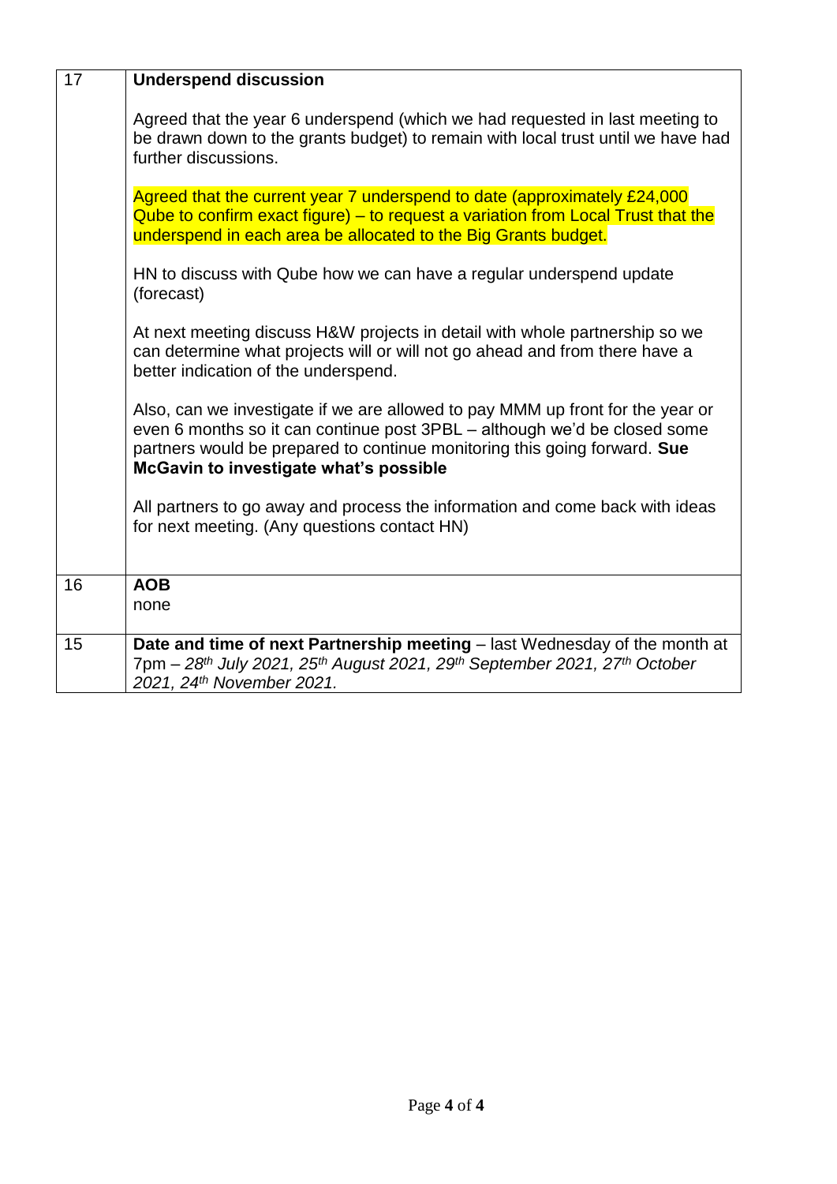| | |
|---|---|
| 17 | **Underspend discussion**<br><br>Agreed that the year 6 underspend (which we had requested in last meeting to be drawn down to the grants budget) to remain with local trust until we have had further discussions.<br><br>Agreed that the current year 7 underspend to date (approximately £24,000 Qube to confirm exact figure) – to request a variation from Local Trust that the underspend in each area be allocated to the Big Grants budget.<br><br>HN to discuss with Qube how we can have a regular underspend update (forecast)<br><br>At next meeting discuss H&W projects in detail with whole partnership so we can determine what projects will or will not go ahead and from there have a better indication of the underspend.<br><br>Also, can we investigate if we are allowed to pay MMM up front for the year or even 6 months so it can continue post 3PBL – although we'd be closed some partners would be prepared to continue monitoring this going forward. **Sue McGavin to investigate what's possible**<br><br>All partners to go away and process the information and come back with ideas for next meeting. (Any questions contact HN) |
| 16 | **AOB**<br>none |
| 15 | **Date and time of next Partnership meeting** – last Wednesday of the month at 7pm – *28th July 2021, 25th August 2021, 29th September 2021, 27th October 2021, 24th November 2021.* |